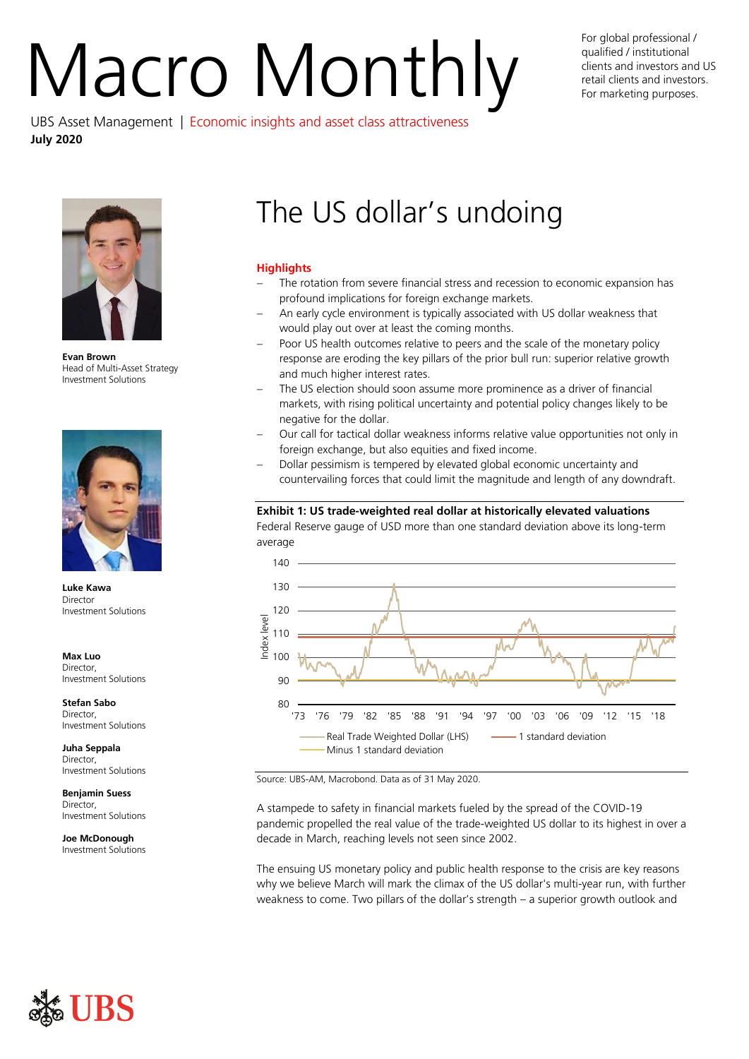# Macro Monthly

UBS Asset Management | Economic insights and asset class attractiveness
**July 2020**

For global professional / qualified / institutional clients and investors and US retail clients and investors. For marketing purposes.

**Evan Brown**
Head of Multi-Asset Strategy
Investment Solutions

**Luke Kawa**
Director
Investment Solutions

**Max Luo**
Director,
Investment Solutions

**Stefan Sabo**
Director,
Investment Solutions

**Juha Seppala**
Director,
Investment Solutions

**Benjamin Suess**
Director,
Investment Solutions

**Joe McDonough**
Investment Solutions

## The US dollar's undoing

### Highlights

- The rotation from severe financial stress and recession to economic expansion has profound implications for foreign exchange markets.
- An early cycle environment is typically associated with US dollar weakness that would play out over at least the coming months.
- Poor US health outcomes relative to peers and the scale of the monetary policy response are eroding the key pillars of the prior bull run: superior relative growth and much higher interest rates.
- The US election should soon assume more prominence as a driver of financial markets, with rising political uncertainty and potential policy changes likely to be negative for the dollar.
- Our call for tactical dollar weakness informs relative value opportunities not only in foreign exchange, but also equities and fixed income.
- Dollar pessimism is tempered by elevated global economic uncertainty and countervailing forces that could limit the magnitude and length of any downdraft.

**Exhibit 1: US trade-weighted real dollar at historically elevated valuations**
Federal Reserve gauge of USD more than one standard deviation above its long-term average

Chart: Index level (y-axis, 80–140) vs. year ('73 to '18). Series: Real Trade Weighted Dollar (LHS); 1 standard deviation; Minus 1 standard deviation.

Source: UBS-AM, Macrobond. Data as of 31 May 2020.

A stampede to safety in financial markets fueled by the spread of the COVID-19 pandemic propelled the real value of the trade-weighted US dollar to its highest in over a decade in March, reaching levels not seen since 2002.

The ensuing US monetary policy and public health response to the crisis are key reasons why we believe March will mark the climax of the US dollar's multi-year run, with further weakness to come. Two pillars of the dollar's strength – a superior growth outlook and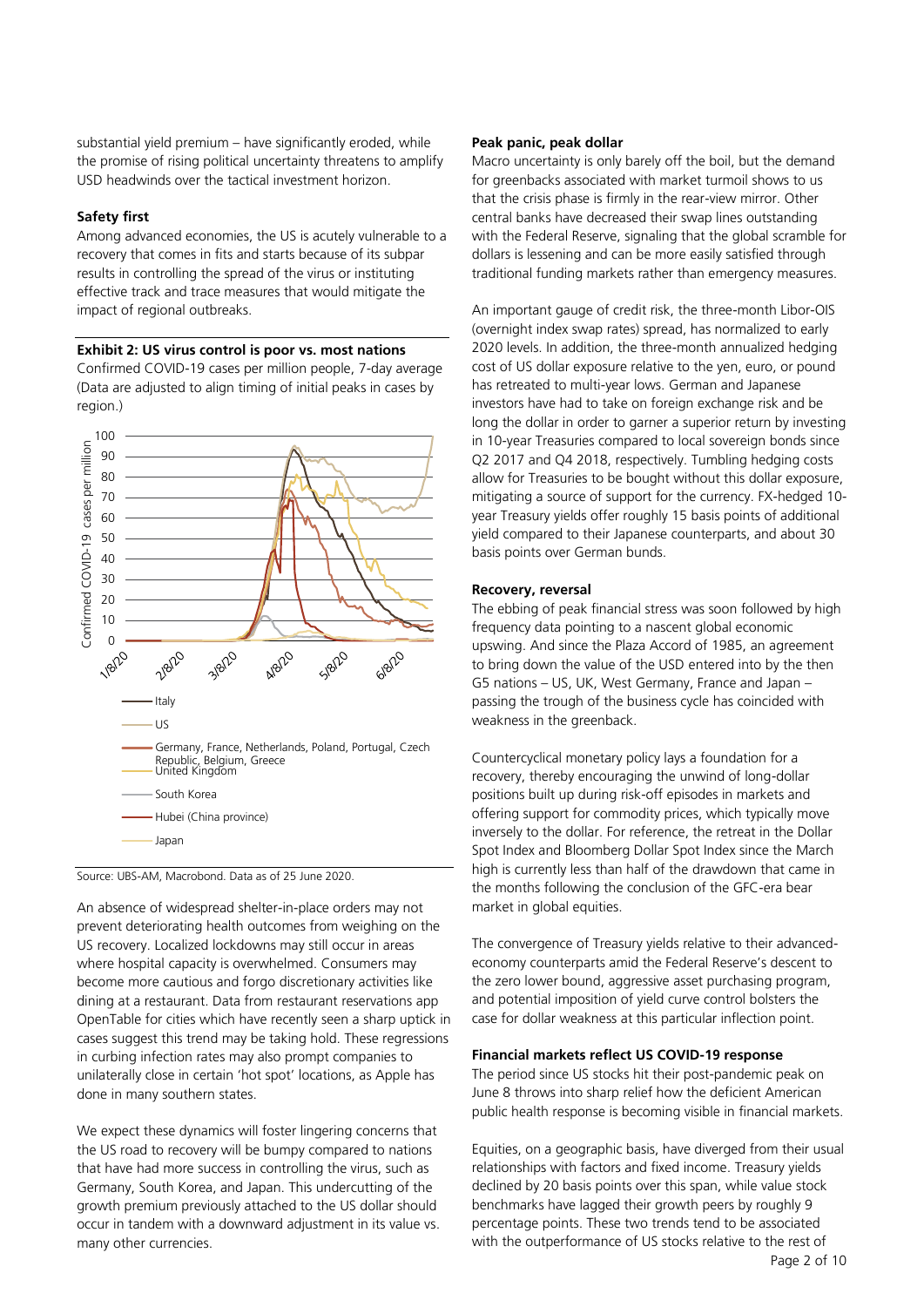substantial yield premium – have significantly eroded, while the promise of rising political uncertainty threatens to amplify USD headwinds over the tactical investment horizon.

**Safety first**

Among advanced economies, the US is acutely vulnerable to a recovery that comes in fits and starts because of its subpar results in controlling the spread of the virus or instituting effective track and trace measures that would mitigate the impact of regional outbreaks.

**Exhibit 2: US virus control is poor vs. most nations**

Confirmed COVID-19 cases per million people, 7-day average (Data are adjusted to align timing of initial peaks in cases by region.)

Source: UBS-AM, Macrobond. Data as of 25 June 2020.

An absence of widespread shelter-in-place orders may not prevent deteriorating health outcomes from weighing on the US recovery. Localized lockdowns may still occur in areas where hospital capacity is overwhelmed. Consumers may become more cautious and forgo discretionary activities like dining at a restaurant. Data from restaurant reservations app OpenTable for cities which have recently seen a sharp uptick in cases suggest this trend may be taking hold. These regressions in curbing infection rates may also prompt companies to unilaterally close in certain 'hot spot' locations, as Apple has done in many southern states.

We expect these dynamics will foster lingering concerns that the US road to recovery will be bumpy compared to nations that have had more success in controlling the virus, such as Germany, South Korea, and Japan. This undercutting of the growth premium previously attached to the US dollar should occur in tandem with a downward adjustment in its value vs. many other currencies.

**Peak panic, peak dollar**

Macro uncertainty is only barely off the boil, but the demand for greenbacks associated with market turmoil shows to us that the crisis phase is firmly in the rear-view mirror. Other central banks have decreased their swap lines outstanding with the Federal Reserve, signaling that the global scramble for dollars is lessening and can be more easily satisfied through traditional funding markets rather than emergency measures.

An important gauge of credit risk, the three-month Libor-OIS (overnight index swap rates) spread, has normalized to early 2020 levels. In addition, the three-month annualized hedging cost of US dollar exposure relative to the yen, euro, or pound has retreated to multi-year lows. German and Japanese investors have had to take on foreign exchange risk and be long the dollar in order to garner a superior return by investing in 10-year Treasuries compared to local sovereign bonds since Q2 2017 and Q4 2018, respectively. Tumbling hedging costs allow for Treasuries to be bought without this dollar exposure, mitigating a source of support for the currency. FX-hedged 10-year Treasury yields offer roughly 15 basis points of additional yield compared to their Japanese counterparts, and about 30 basis points over German bunds.

**Recovery, reversal**

The ebbing of peak financial stress was soon followed by high frequency data pointing to a nascent global economic upswing. And since the Plaza Accord of 1985, an agreement to bring down the value of the USD entered into by the then G5 nations – US, UK, West Germany, France and Japan – passing the trough of the business cycle has coincided with weakness in the greenback.

Countercyclical monetary policy lays a foundation for a recovery, thereby encouraging the unwind of long-dollar positions built up during risk-off episodes in markets and offering support for commodity prices, which typically move inversely to the dollar. For reference, the retreat in the Dollar Spot Index and Bloomberg Dollar Spot Index since the March high is currently less than half of the drawdown that came in the months following the conclusion of the GFC-era bear market in global equities.

The convergence of Treasury yields relative to their advanced-economy counterparts amid the Federal Reserve's descent to the zero lower bound, aggressive asset purchasing program, and potential imposition of yield curve control bolsters the case for dollar weakness at this particular inflection point.

**Financial markets reflect US COVID-19 response**

The period since US stocks hit their post-pandemic peak on June 8 throws into sharp relief how the deficient American public health response is becoming visible in financial markets.

Equities, on a geographic basis, have diverged from their usual relationships with factors and fixed income. Treasury yields declined by 20 basis points over this span, while value stock benchmarks have lagged their growth peers by roughly 9 percentage points. These two trends tend to be associated with the outperformance of US stocks relative to the rest of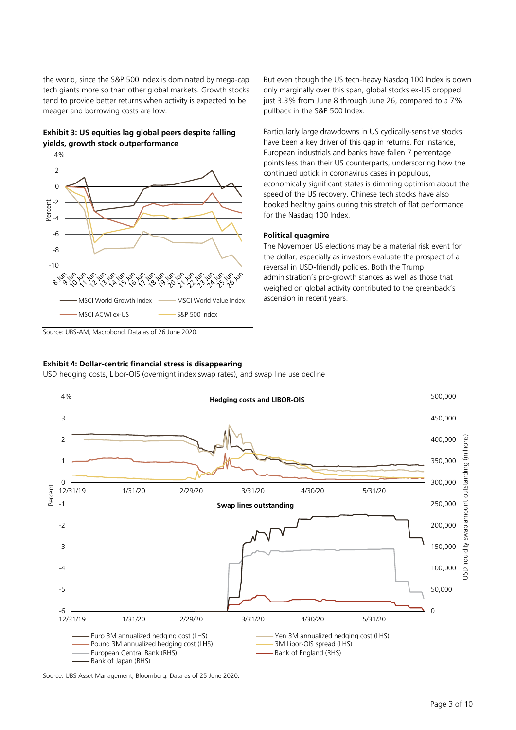the world, since the S&P 500 Index is dominated by mega-cap tech giants more so than other global markets. Growth stocks tend to provide better returns when activity is expected to be meager and borrowing costs are low.

**Exhibit 3: US equities lag global peers despite falling yields, growth stock outperformance**

Source: UBS-AM, Macrobond. Data as of 26 June 2020.

But even though the US tech-heavy Nasdaq 100 Index is down only marginally over this span, global stocks ex-US dropped just 3.3% from June 8 through June 26, compared to a 7% pullback in the S&P 500 Index.

Particularly large drawdowns in US cyclically-sensitive stocks have been a key driver of this gap in returns. For instance, European industrials and banks have fallen 7 percentage points less than their US counterparts, underscoring how the continued uptick in coronavirus cases in populous, economically significant states is dimming optimism about the speed of the US recovery. Chinese tech stocks have also booked healthy gains during this stretch of flat performance for the Nasdaq 100 Index.

**Political quagmire**

The November US elections may be a material risk event for the dollar, especially as investors evaluate the prospect of a reversal in USD-friendly policies. Both the Trump administration's pro-growth stances as well as those that weighed on global activity contributed to the greenback's ascension in recent years.

**Exhibit 4: Dollar-centric financial stress is disappearing**

USD hedging costs, Libor-OIS (overnight index swap rates), and swap line use decline

Source: UBS Asset Management, Bloomberg. Data as of 25 June 2020.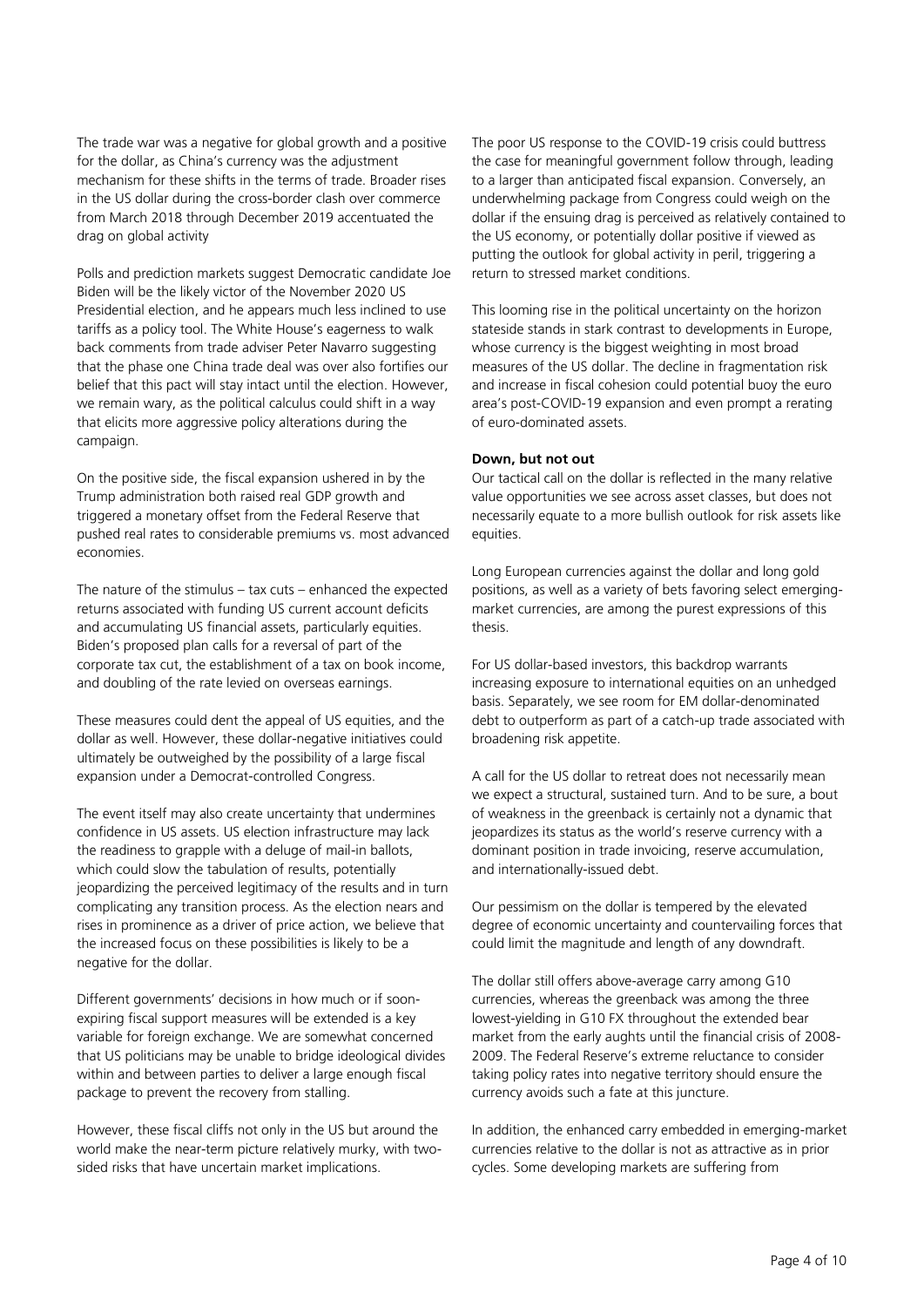The trade war was a negative for global growth and a positive for the dollar, as China's currency was the adjustment mechanism for these shifts in the terms of trade. Broader rises in the US dollar during the cross-border clash over commerce from March 2018 through December 2019 accentuated the drag on global activity

Polls and prediction markets suggest Democratic candidate Joe Biden will be the likely victor of the November 2020 US Presidential election, and he appears much less inclined to use tariffs as a policy tool. The White House's eagerness to walk back comments from trade adviser Peter Navarro suggesting that the phase one China trade deal was over also fortifies our belief that this pact will stay intact until the election. However, we remain wary, as the political calculus could shift in a way that elicits more aggressive policy alterations during the campaign.

On the positive side, the fiscal expansion ushered in by the Trump administration both raised real GDP growth and triggered a monetary offset from the Federal Reserve that pushed real rates to considerable premiums vs. most advanced economies.

The nature of the stimulus – tax cuts – enhanced the expected returns associated with funding US current account deficits and accumulating US financial assets, particularly equities. Biden's proposed plan calls for a reversal of part of the corporate tax cut, the establishment of a tax on book income, and doubling of the rate levied on overseas earnings.

These measures could dent the appeal of US equities, and the dollar as well. However, these dollar-negative initiatives could ultimately be outweighed by the possibility of a large fiscal expansion under a Democrat-controlled Congress.

The event itself may also create uncertainty that undermines confidence in US assets. US election infrastructure may lack the readiness to grapple with a deluge of mail-in ballots, which could slow the tabulation of results, potentially jeopardizing the perceived legitimacy of the results and in turn complicating any transition process. As the election nears and rises in prominence as a driver of price action, we believe that the increased focus on these possibilities is likely to be a negative for the dollar.

Different governments' decisions in how much or if soon-expiring fiscal support measures will be extended is a key variable for foreign exchange. We are somewhat concerned that US politicians may be unable to bridge ideological divides within and between parties to deliver a large enough fiscal package to prevent the recovery from stalling.

However, these fiscal cliffs not only in the US but around the world make the near-term picture relatively murky, with two-sided risks that have uncertain market implications.

The poor US response to the COVID-19 crisis could buttress the case for meaningful government follow through, leading to a larger than anticipated fiscal expansion. Conversely, an underwhelming package from Congress could weigh on the dollar if the ensuing drag is perceived as relatively contained to the US economy, or potentially dollar positive if viewed as putting the outlook for global activity in peril, triggering a return to stressed market conditions.

This looming rise in the political uncertainty on the horizon stateside stands in stark contrast to developments in Europe, whose currency is the biggest weighting in most broad measures of the US dollar. The decline in fragmentation risk and increase in fiscal cohesion could potential buoy the euro area's post-COVID-19 expansion and even prompt a rerating of euro-dominated assets.

**Down, but not out**

Our tactical call on the dollar is reflected in the many relative value opportunities we see across asset classes, but does not necessarily equate to a more bullish outlook for risk assets like equities.

Long European currencies against the dollar and long gold positions, as well as a variety of bets favoring select emerging-market currencies, are among the purest expressions of this thesis.

For US dollar-based investors, this backdrop warrants increasing exposure to international equities on an unhedged basis. Separately, we see room for EM dollar-denominated debt to outperform as part of a catch-up trade associated with broadening risk appetite.

A call for the US dollar to retreat does not necessarily mean we expect a structural, sustained turn. And to be sure, a bout of weakness in the greenback is certainly not a dynamic that jeopardizes its status as the world's reserve currency with a dominant position in trade invoicing, reserve accumulation, and internationally-issued debt.

Our pessimism on the dollar is tempered by the elevated degree of economic uncertainty and countervailing forces that could limit the magnitude and length of any downdraft.

The dollar still offers above-average carry among G10 currencies, whereas the greenback was among the three lowest-yielding in G10 FX throughout the extended bear market from the early aughts until the financial crisis of 2008-2009. The Federal Reserve's extreme reluctance to consider taking policy rates into negative territory should ensure the currency avoids such a fate at this juncture.

In addition, the enhanced carry embedded in emerging-market currencies relative to the dollar is not as attractive as in prior cycles. Some developing markets are suffering from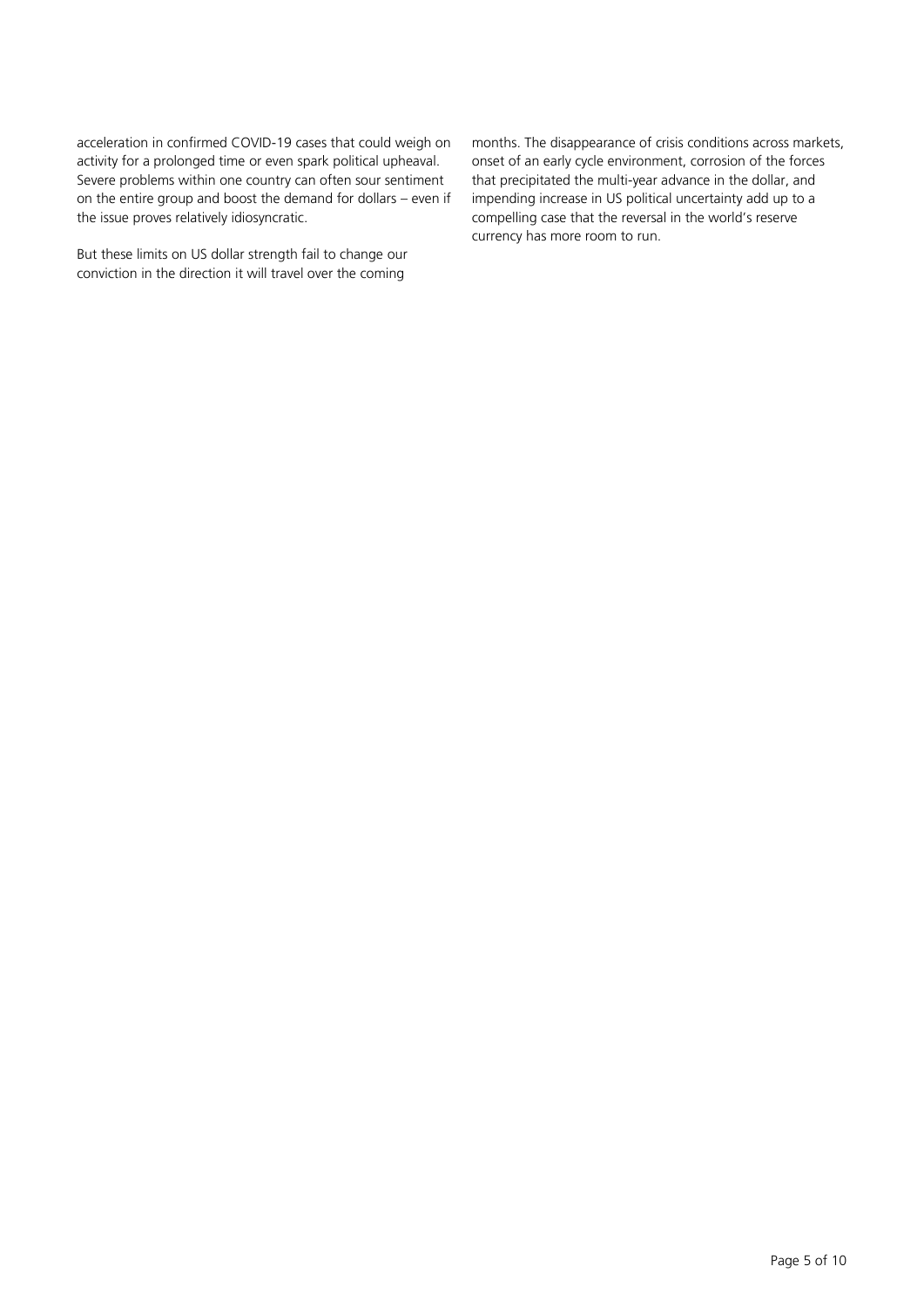acceleration in confirmed COVID-19 cases that could weigh on activity for a prolonged time or even spark political upheaval. Severe problems within one country can often sour sentiment on the entire group and boost the demand for dollars – even if the issue proves relatively idiosyncratic.

But these limits on US dollar strength fail to change our conviction in the direction it will travel over the coming months. The disappearance of crisis conditions across markets, onset of an early cycle environment, corrosion of the forces that precipitated the multi-year advance in the dollar, and impending increase in US political uncertainty add up to a compelling case that the reversal in the world's reserve currency has more room to run.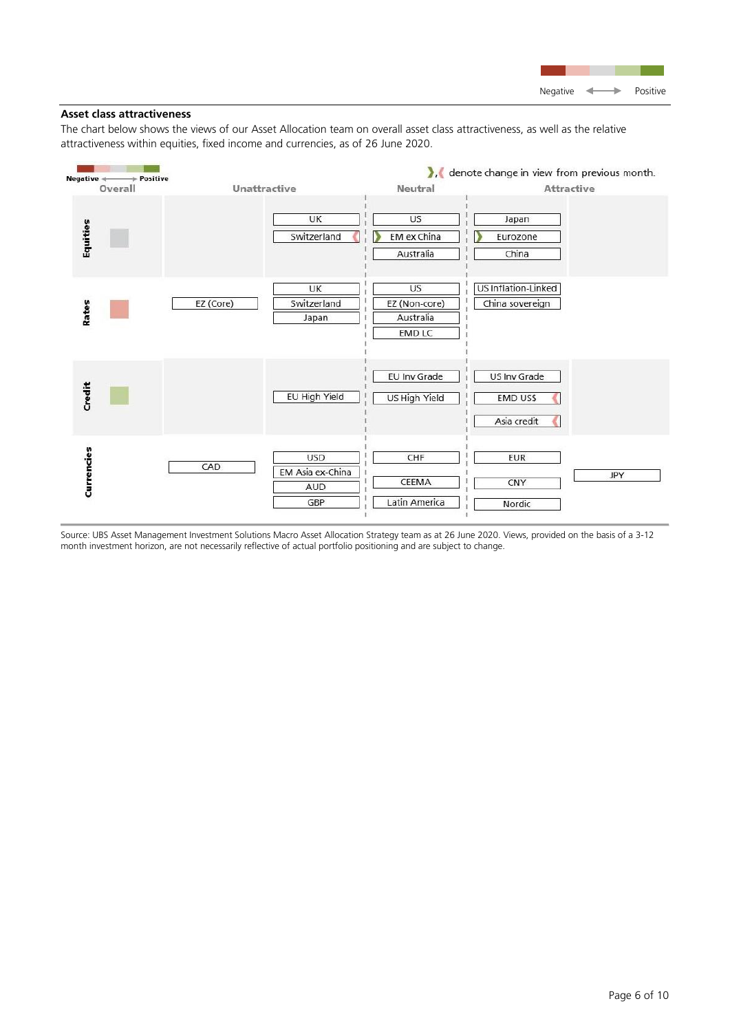## Asset class attractiveness

The chart below shows the views of our Asset Allocation team on overall asset class attractiveness, as well as the relative attractiveness within equities, fixed income and currencies, as of 26 June 2020.

❯, ❮ denote change in view from previous month.

| | Overall | Unattractive | | Neutral | Attractive | |
|---|---|---|---|---|---|---|
| **Equities** | Neutral | | UK<br>Switzerland ❮ | US<br>❯ EM ex China<br>Australia | Japan<br>❯ Eurozone<br>China | |
| **Rates** | Slightly negative | EZ (Core) | UK<br>Switzerland<br>Japan | US<br>EZ (Non-core)<br>Australia<br>EMD LC | US Inflation-Linked<br>China sovereign | |
| **Credit** | Slightly positive | | EU High Yield | EU Inv Grade<br>US High Yield | US Inv Grade<br>EMD US$ ❮<br>Asia credit ❮ | |
| **Currencies** | | CAD | USD<br>EM Asia ex-China<br>AUD<br>GBP | CHF<br>CEEMA<br>Latin America | EUR<br>CNY<br>Nordic | JPY |

Source: UBS Asset Management Investment Solutions Macro Asset Allocation Strategy team as at 26 June 2020. Views, provided on the basis of a 3-12 month investment horizon, are not necessarily reflective of actual portfolio positioning and are subject to change.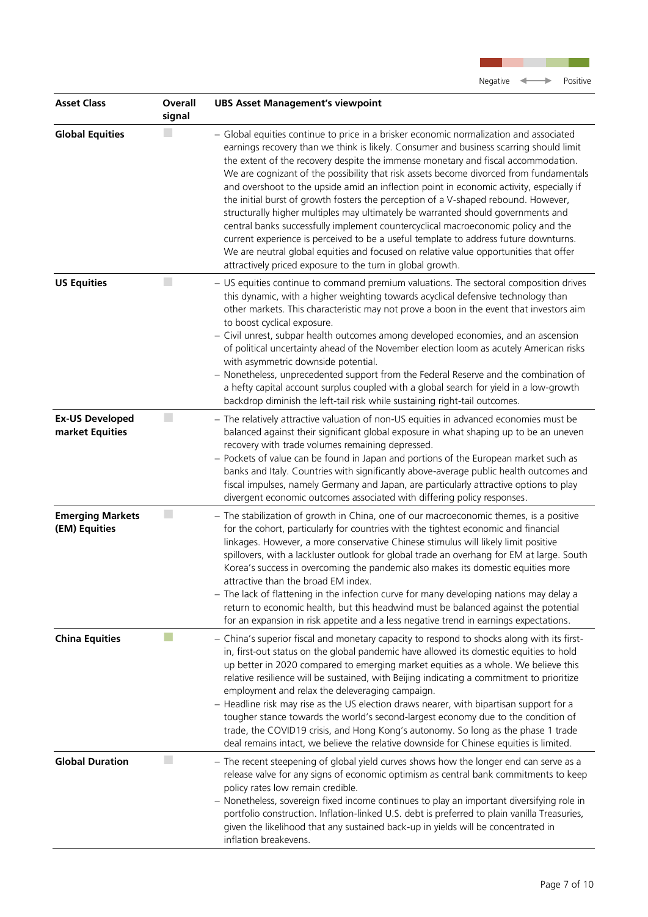Negative ⟵⟶ Positive

| Asset Class | Overall signal | UBS Asset Management's viewpoint |
|---|---|---|
| **Global Equities** | Neutral | – Global equities continue to price in a brisker economic normalization and associated earnings recovery than we think is likely. Consumer and business scarring should limit the extent of the recovery despite the immense monetary and fiscal accommodation. We are cognizant of the possibility that risk assets become divorced from fundamentals and overshoot to the upside amid an inflection point in economic activity, especially if the initial burst of growth fosters the perception of a V-shaped rebound. However, structurally higher multiples may ultimately be warranted should governments and central banks successfully implement countercyclical macroeconomic policy and the current experience is perceived to be a useful template to address future downturns. We are neutral global equities and focused on relative value opportunities that offer attractively priced exposure to the turn in global growth. |
| **US Equities** | Neutral | – US equities continue to command premium valuations. The sectoral composition drives this dynamic, with a higher weighting towards acyclical defensive technology than other markets. This characteristic may not prove a boon in the event that investors aim to boost cyclical exposure.<br>– Civil unrest, subpar health outcomes among developed economies, and an ascension of political uncertainty ahead of the November election loom as acutely American risks with asymmetric downside potential.<br>– Nonetheless, unprecedented support from the Federal Reserve and the combination of a hefty capital account surplus coupled with a global search for yield in a low-growth backdrop diminish the left-tail risk while sustaining right-tail outcomes. |
| **Ex-US Developed market Equities** | Neutral | – The relatively attractive valuation of non-US equities in advanced economies must be balanced against their significant global exposure in what shaping up to be an uneven recovery with trade volumes remaining depressed.<br>– Pockets of value can be found in Japan and portions of the European market such as banks and Italy. Countries with significantly above-average public health outcomes and fiscal impulses, namely Germany and Japan, are particularly attractive options to play divergent economic outcomes associated with differing policy responses. |
| **Emerging Markets (EM) Equities** | Neutral | – The stabilization of growth in China, one of our macroeconomic themes, is a positive for the cohort, particularly for countries with the tightest economic and financial linkages. However, a more conservative Chinese stimulus will likely limit positive spillovers, with a lackluster outlook for global trade an overhang for EM at large. South Korea's success in overcoming the pandemic also makes its domestic equities more attractive than the broad EM index.<br>– The lack of flattening in the infection curve for many developing nations may delay a return to economic health, but this headwind must be balanced against the potential for an expansion in risk appetite and a less negative trend in earnings expectations. |
| **China Equities** | Slightly positive | – China's superior fiscal and monetary capacity to respond to shocks along with its first-in, first-out status on the global pandemic have allowed its domestic equities to hold up better in 2020 compared to emerging market equities as a whole. We believe this relative resilience will be sustained, with Beijing indicating a commitment to prioritize employment and relax the deleveraging campaign.<br>– Headline risk may rise as the US election draws nearer, with bipartisan support for a tougher stance towards the world's second-largest economy due to the condition of trade, the COVID19 crisis, and Hong Kong's autonomy. So long as the phase 1 trade deal remains intact, we believe the relative downside for Chinese equities is limited. |
| **Global Duration** | Neutral | – The recent steepening of global yield curves shows how the longer end can serve as a release valve for any signs of economic optimism as central bank commitments to keep policy rates low remain credible.<br>– Nonetheless, sovereign fixed income continues to play an important diversifying role in portfolio construction. Inflation-linked U.S. debt is preferred to plain vanilla Treasuries, given the likelihood that any sustained back-up in yields will be concentrated in inflation breakevens. |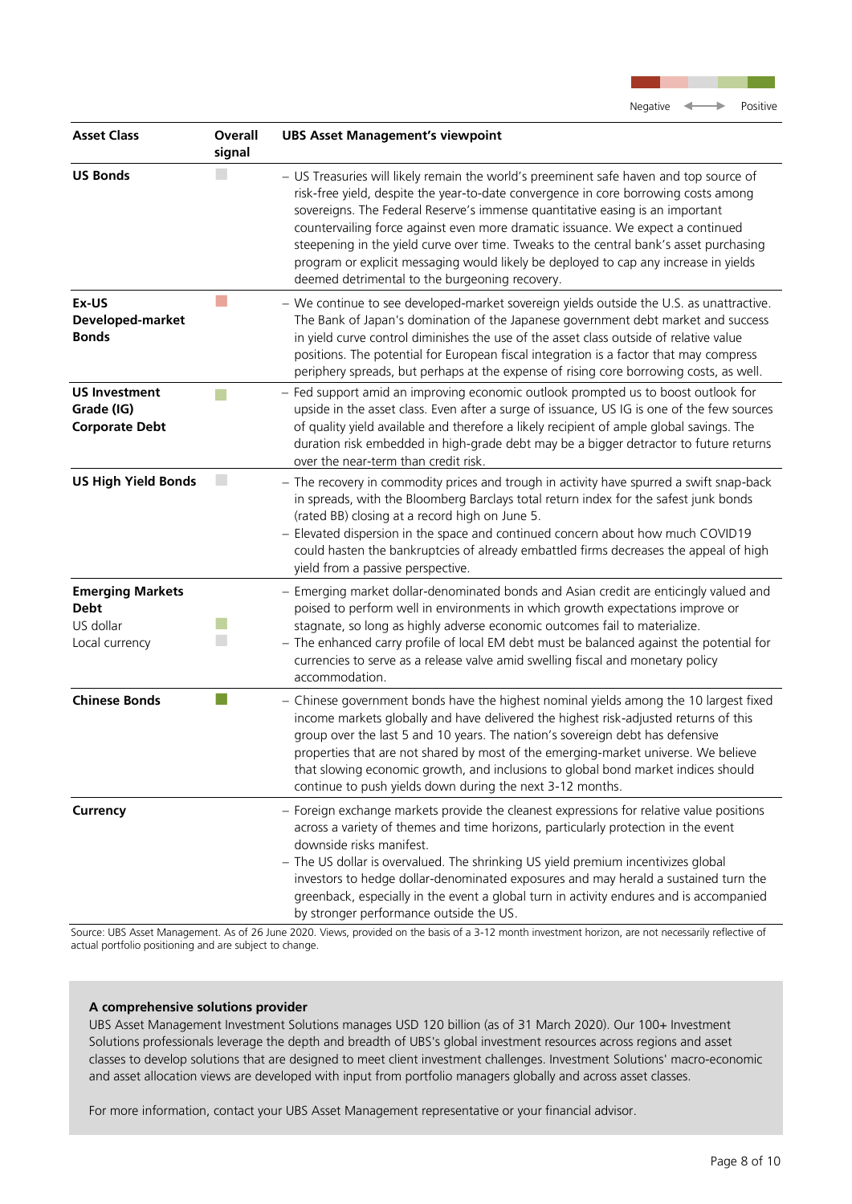Negative ⟷ Positive

| Asset Class | Overall signal | UBS Asset Management's viewpoint |
|---|---|---|
| **US Bonds** | Neutral | – US Treasuries will likely remain the world's preeminent safe haven and top source of risk-free yield, despite the year-to-date convergence in core borrowing costs among sovereigns. The Federal Reserve's immense quantitative easing is an important countervailing force against even more dramatic issuance. We expect a continued steepening in the yield curve over time. Tweaks to the central bank's asset purchasing program or explicit messaging would likely be deployed to cap any increase in yields deemed detrimental to the burgeoning recovery. |
| **Ex-US Developed-market Bonds** | Slightly negative | – We continue to see developed-market sovereign yields outside the U.S. as unattractive. The Bank of Japan's domination of the Japanese government debt market and success in yield curve control diminishes the use of the asset class outside of relative value positions. The potential for European fiscal integration is a factor that may compress periphery spreads, but perhaps at the expense of rising core borrowing costs, as well. |
| **US Investment Grade (IG) Corporate Debt** | Slightly positive | – Fed support amid an improving economic outlook prompted us to boost outlook for upside in the asset class. Even after a surge of issuance, US IG is one of the few sources of quality yield available and therefore a likely recipient of ample global savings. The duration risk embedded in high-grade debt may be a bigger detractor to future returns over the near-term than credit risk. |
| **US High Yield Bonds** | Neutral | – The recovery in commodity prices and trough in activity have spurred a swift snap-back in spreads, with the Bloomberg Barclays total return index for the safest junk bonds (rated BB) closing at a record high on June 5.<br>– Elevated dispersion in the space and continued concern about how much COVID19 could hasten the bankruptcies of already embattled firms decreases the appeal of high yield from a passive perspective. |
| **Emerging Markets Debt**<br>US dollar<br>Local currency | <br><br>Slightly positive<br>Neutral | – Emerging market dollar-denominated bonds and Asian credit are enticingly valued and poised to perform well in environments in which growth expectations improve or stagnate, so long as highly adverse economic outcomes fail to materialize.<br>– The enhanced carry profile of local EM debt must be balanced against the potential for currencies to serve as a release valve amid swelling fiscal and monetary policy accommodation. |
| **Chinese Bonds** | Positive | – Chinese government bonds have the highest nominal yields among the 10 largest fixed income markets globally and have delivered the highest risk-adjusted returns of this group over the last 5 and 10 years. The nation's sovereign debt has defensive properties that are not shared by most of the emerging-market universe. We believe that slowing economic growth, and inclusions to global bond market indices should continue to push yields down during the next 3-12 months. |
| **Currency** | | – Foreign exchange markets provide the cleanest expressions for relative value positions across a variety of themes and time horizons, particularly protection in the event downside risks manifest.<br>– The US dollar is overvalued. The shrinking US yield premium incentivizes global investors to hedge dollar-denominated exposures and may herald a sustained turn the greenback, especially in the event a global turn in activity endures and is accompanied by stronger performance outside the US. |

Source: UBS Asset Management. As of 26 June 2020. Views, provided on the basis of a 3-12 month investment horizon, are not necessarily reflective of actual portfolio positioning and are subject to change.

**A comprehensive solutions provider**

UBS Asset Management Investment Solutions manages USD 120 billion (as of 31 March 2020). Our 100+ Investment Solutions professionals leverage the depth and breadth of UBS's global investment resources across regions and asset classes to develop solutions that are designed to meet client investment challenges. Investment Solutions' macro-economic and asset allocation views are developed with input from portfolio managers globally and across asset classes.

For more information, contact your UBS Asset Management representative or your financial advisor.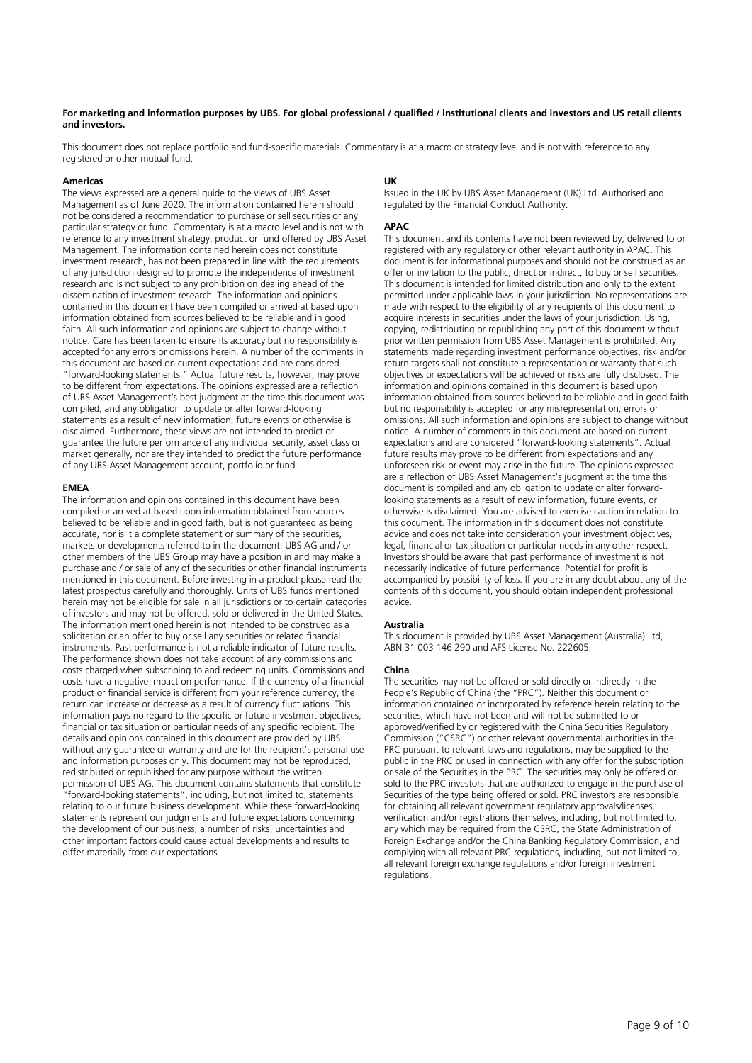**For marketing and information purposes by UBS. For global professional / qualified / institutional clients and investors and US retail clients and investors.**

This document does not replace portfolio and fund-specific materials. Commentary is at a macro or strategy level and is not with reference to any registered or other mutual fund.

**Americas**

The views expressed are a general guide to the views of UBS Asset Management as of June 2020. The information contained herein should not be considered a recommendation to purchase or sell securities or any particular strategy or fund. Commentary is at a macro level and is not with reference to any investment strategy, product or fund offered by UBS Asset Management. The information contained herein does not constitute investment research, has not been prepared in line with the requirements of any jurisdiction designed to promote the independence of investment research and is not subject to any prohibition on dealing ahead of the dissemination of investment research. The information and opinions contained in this document have been compiled or arrived at based upon information obtained from sources believed to be reliable and in good faith. All such information and opinions are subject to change without notice. Care has been taken to ensure its accuracy but no responsibility is accepted for any errors or omissions herein. A number of the comments in this document are based on current expectations and are considered "forward-looking statements." Actual future results, however, may prove to be different from expectations. The opinions expressed are a reflection of UBS Asset Management's best judgment at the time this document was compiled, and any obligation to update or alter forward-looking statements as a result of new information, future events or otherwise is disclaimed. Furthermore, these views are not intended to predict or guarantee the future performance of any individual security, asset class or market generally, nor are they intended to predict the future performance of any UBS Asset Management account, portfolio or fund.

**EMEA**

The information and opinions contained in this document have been compiled or arrived at based upon information obtained from sources believed to be reliable and in good faith, but is not guaranteed as being accurate, nor is it a complete statement or summary of the securities, markets or developments referred to in the document. UBS AG and / or other members of the UBS Group may have a position in and may make a purchase and / or sale of any of the securities or other financial instruments mentioned in this document. Before investing in a product please read the latest prospectus carefully and thoroughly. Units of UBS funds mentioned herein may not be eligible for sale in all jurisdictions or to certain categories of investors and may not be offered, sold or delivered in the United States. The information mentioned herein is not intended to be construed as a solicitation or an offer to buy or sell any securities or related financial instruments. Past performance is not a reliable indicator of future results. The performance shown does not take account of any commissions and costs charged when subscribing to and redeeming units. Commissions and costs have a negative impact on performance. If the currency of a financial product or financial service is different from your reference currency, the return can increase or decrease as a result of currency fluctuations. This information pays no regard to the specific or future investment objectives, financial or tax situation or particular needs of any specific recipient. The details and opinions contained in this document are provided by UBS without any guarantee or warranty and are for the recipient's personal use and information purposes only. This document may not be reproduced, redistributed or republished for any purpose without the written permission of UBS AG. This document contains statements that constitute "forward-looking statements", including, but not limited to, statements relating to our future business development. While these forward-looking statements represent our judgments and future expectations concerning the development of our business, a number of risks, uncertainties and other important factors could cause actual developments and results to differ materially from our expectations.

**UK**

Issued in the UK by UBS Asset Management (UK) Ltd. Authorised and regulated by the Financial Conduct Authority.

**APAC**

This document and its contents have not been reviewed by, delivered to or registered with any regulatory or other relevant authority in APAC. This document is for informational purposes and should not be construed as an offer or invitation to the public, direct or indirect, to buy or sell securities. This document is intended for limited distribution and only to the extent permitted under applicable laws in your jurisdiction. No representations are made with respect to the eligibility of any recipients of this document to acquire interests in securities under the laws of your jurisdiction. Using, copying, redistributing or republishing any part of this document without prior written permission from UBS Asset Management is prohibited. Any statements made regarding investment performance objectives, risk and/or return targets shall not constitute a representation or warranty that such objectives or expectations will be achieved or risks are fully disclosed. The information and opinions contained in this document is based upon information obtained from sources believed to be reliable and in good faith but no responsibility is accepted for any misrepresentation, errors or omissions. All such information and opinions are subject to change without notice. A number of comments in this document are based on current expectations and are considered "forward-looking statements". Actual future results may prove to be different from expectations and any unforeseen risk or event may arise in the future. The opinions expressed are a reflection of UBS Asset Management's judgment at the time this document is compiled and any obligation to update or alter forward-looking statements as a result of new information, future events, or otherwise is disclaimed. You are advised to exercise caution in relation to this document. The information in this document does not constitute advice and does not take into consideration your investment objectives, legal, financial or tax situation or particular needs in any other respect. Investors should be aware that past performance of investment is not necessarily indicative of future performance. Potential for profit is accompanied by possibility of loss. If you are in any doubt about any of the contents of this document, you should obtain independent professional advice.

**Australia**

This document is provided by UBS Asset Management (Australia) Ltd, ABN 31 003 146 290 and AFS License No. 222605.

**China**

The securities may not be offered or sold directly or indirectly in the People's Republic of China (the "PRC"). Neither this document or information contained or incorporated by reference herein relating to the securities, which have not been and will not be submitted to or approved/verified by or registered with the China Securities Regulatory Commission ("CSRC") or other relevant governmental authorities in the PRC pursuant to relevant laws and regulations, may be supplied to the public in the PRC or used in connection with any offer for the subscription or sale of the Securities in the PRC. The securities may only be offered or sold to the PRC investors that are authorized to engage in the purchase of Securities of the type being offered or sold. PRC investors are responsible for obtaining all relevant government regulatory approvals/licenses, verification and/or registrations themselves, including, but not limited to, any which may be required from the CSRC, the State Administration of Foreign Exchange and/or the China Banking Regulatory Commission, and complying with all relevant PRC regulations, including, but not limited to, all relevant foreign exchange regulations and/or foreign investment regulations.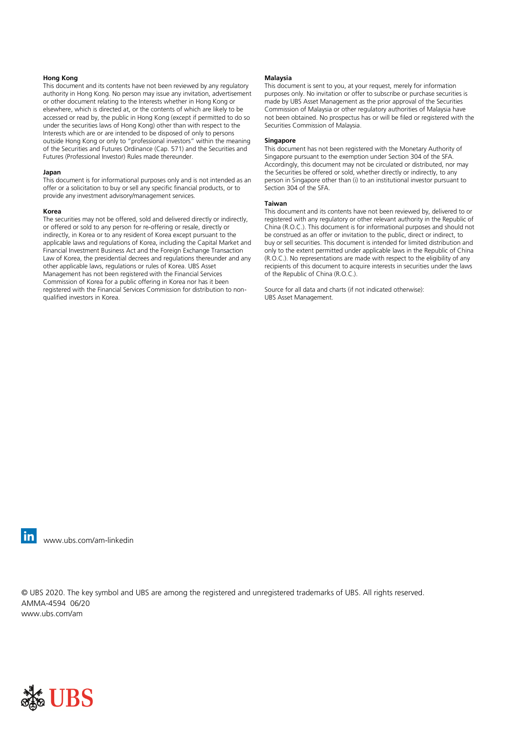**Hong Kong**

This document and its contents have not been reviewed by any regulatory authority in Hong Kong. No person may issue any invitation, advertisement or other document relating to the Interests whether in Hong Kong or elsewhere, which is directed at, or the contents of which are likely to be accessed or read by, the public in Hong Kong (except if permitted to do so under the securities laws of Hong Kong) other than with respect to the Interests which are or are intended to be disposed of only to persons outside Hong Kong or only to "professional investors" within the meaning of the Securities and Futures Ordinance (Cap. 571) and the Securities and Futures (Professional Investor) Rules made thereunder.

**Japan**

This document is for informational purposes only and is not intended as an offer or a solicitation to buy or sell any specific financial products, or to provide any investment advisory/management services.

**Korea**

The securities may not be offered, sold and delivered directly or indirectly, or offered or sold to any person for re-offering or resale, directly or indirectly, in Korea or to any resident of Korea except pursuant to the applicable laws and regulations of Korea, including the Capital Market and Financial Investment Business Act and the Foreign Exchange Transaction Law of Korea, the presidential decrees and regulations thereunder and any other applicable laws, regulations or rules of Korea. UBS Asset Management has not been registered with the Financial Services Commission of Korea for a public offering in Korea nor has it been registered with the Financial Services Commission for distribution to non-qualified investors in Korea.

**Malaysia**

This document is sent to you, at your request, merely for information purposes only. No invitation or offer to subscribe or purchase securities is made by UBS Asset Management as the prior approval of the Securities Commission of Malaysia or other regulatory authorities of Malaysia have not been obtained. No prospectus has or will be filed or registered with the Securities Commission of Malaysia.

**Singapore**

This document has not been registered with the Monetary Authority of Singapore pursuant to the exemption under Section 304 of the SFA. Accordingly, this document may not be circulated or distributed, nor may the Securities be offered or sold, whether directly or indirectly, to any person in Singapore other than (i) to an institutional investor pursuant to Section 304 of the SFA.

**Taiwan**

This document and its contents have not been reviewed by, delivered to or registered with any regulatory or other relevant authority in the Republic of China (R.O.C.). This document is for informational purposes and should not be construed as an offer or invitation to the public, direct or indirect, to buy or sell securities. This document is intended for limited distribution and only to the extent permitted under applicable laws in the Republic of China (R.O.C.). No representations are made with respect to the eligibility of any recipients of this document to acquire interests in securities under the laws of the Republic of China (R.O.C.).

Source for all data and charts (if not indicated otherwise): UBS Asset Management.

www.ubs.com/am-linkedin

© UBS 2020. The key symbol and UBS are among the registered and unregistered trademarks of UBS. All rights reserved.
AMMA-4594 06/20
www.ubs.com/am

UBS